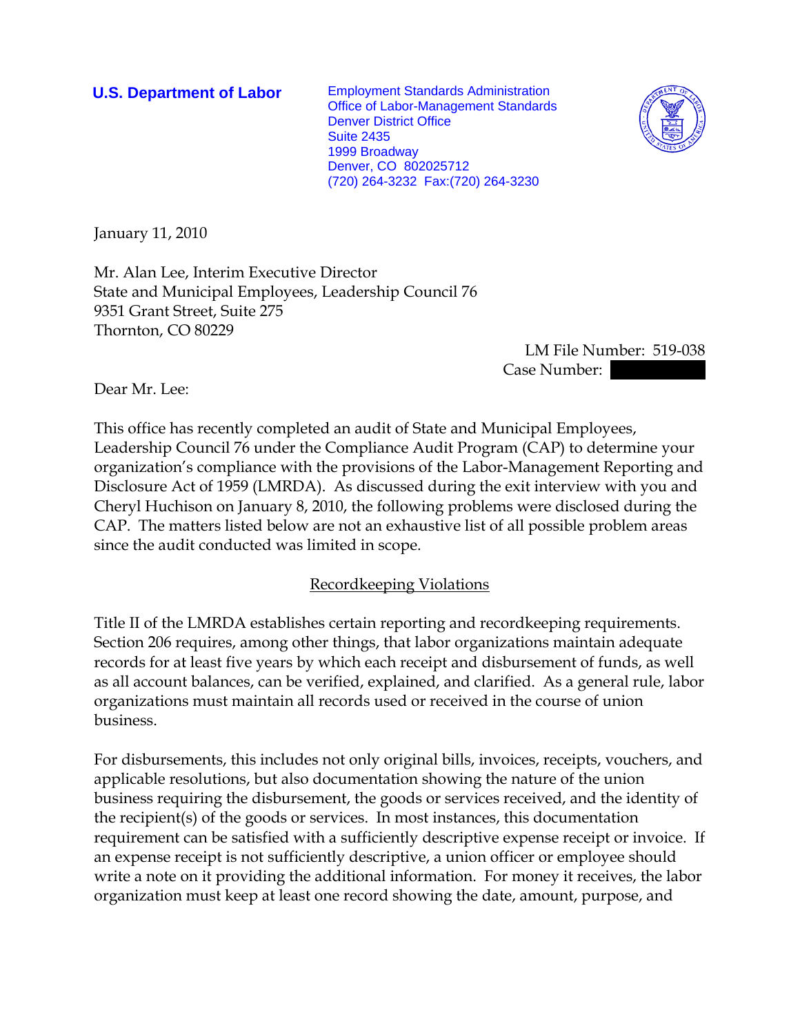**U.S. Department of Labor**

Employment Standards Administration
Office of Labor-Management Standards
Denver District Office
Suite 2435
1999 Broadway
Denver, CO 802025712
(720) 264-3232 Fax:(720) 264-3230

January 11, 2010

Mr. Alan Lee, Interim Executive Director
State and Municipal Employees, Leadership Council 76
9351 Grant Street, Suite 275
Thornton, CO 80229

LM File Number: 519-038
Case Number: 

Dear Mr. Lee:

This office has recently completed an audit of State and Municipal Employees, Leadership Council 76 under the Compliance Audit Program (CAP) to determine your organization's compliance with the provisions of the Labor-Management Reporting and Disclosure Act of 1959 (LMRDA). As discussed during the exit interview with you and Cheryl Huchison on January 8, 2010, the following problems were disclosed during the CAP. The matters listed below are not an exhaustive list of all possible problem areas since the audit conducted was limited in scope.

## Recordkeeping Violations

Title II of the LMRDA establishes certain reporting and recordkeeping requirements. Section 206 requires, among other things, that labor organizations maintain adequate records for at least five years by which each receipt and disbursement of funds, as well as all account balances, can be verified, explained, and clarified. As a general rule, labor organizations must maintain all records used or received in the course of union business.

For disbursements, this includes not only original bills, invoices, receipts, vouchers, and applicable resolutions, but also documentation showing the nature of the union business requiring the disbursement, the goods or services received, and the identity of the recipient(s) of the goods or services. In most instances, this documentation requirement can be satisfied with a sufficiently descriptive expense receipt or invoice. If an expense receipt is not sufficiently descriptive, a union officer or employee should write a note on it providing the additional information. For money it receives, the labor organization must keep at least one record showing the date, amount, purpose, and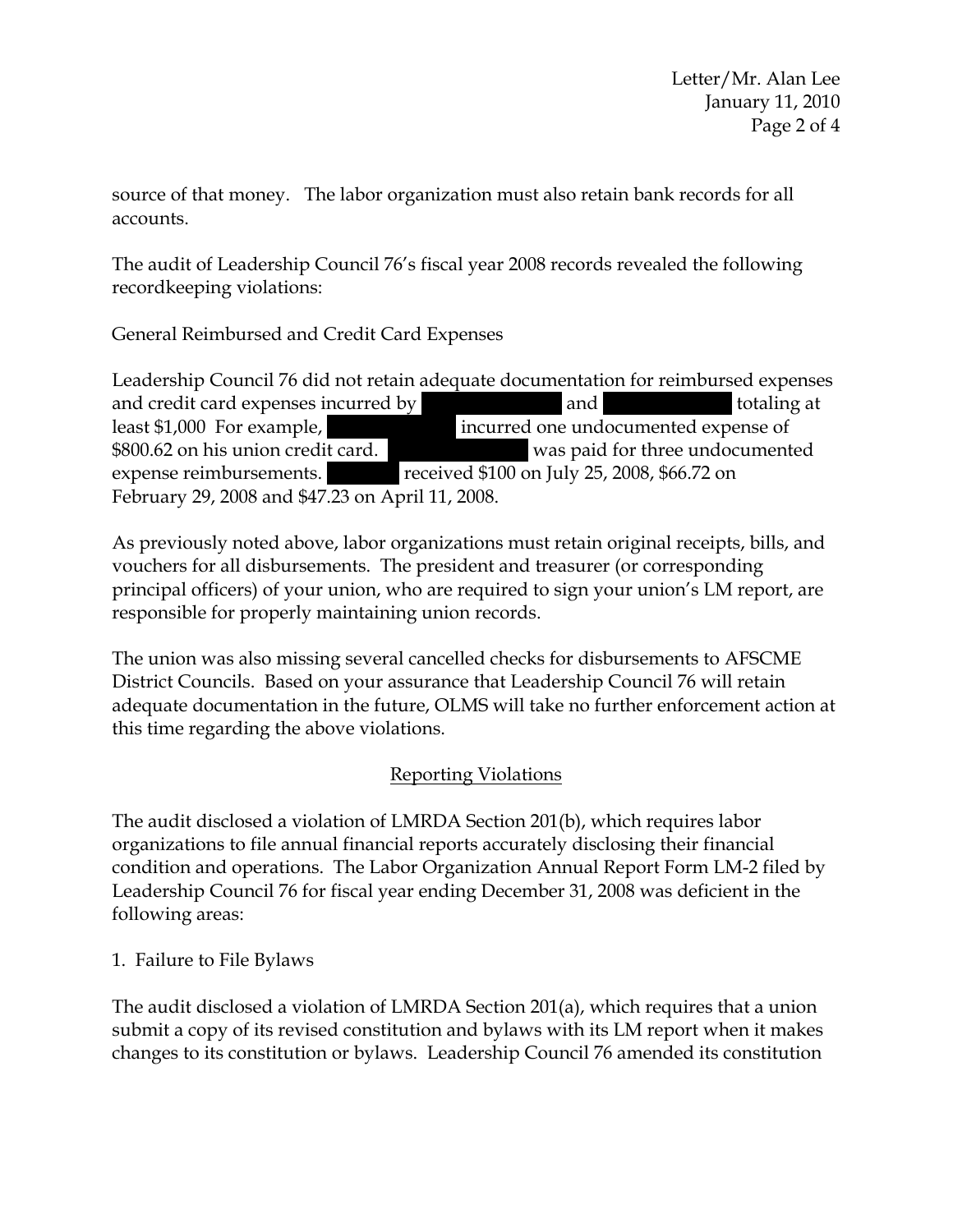source of that money. The labor organization must also retain bank records for all accounts.

The audit of Leadership Council 76's fiscal year 2008 records revealed the following recordkeeping violations:

General Reimbursed and Credit Card Expenses

Leadership Council 76 did not retain adequate documentation for reimbursed expenses and credit card expenses incurred by [redacted] and [redacted] totaling at least $1,000 For example, [redacted] incurred one undocumented expense of $800.62 on his union credit card. [redacted] was paid for three undocumented expense reimbursements. [redacted] received $100 on July 25, 2008, $66.72 on February 29, 2008 and $47.23 on April 11, 2008.

As previously noted above, labor organizations must retain original receipts, bills, and vouchers for all disbursements. The president and treasurer (or corresponding principal officers) of your union, who are required to sign your union's LM report, are responsible for properly maintaining union records.

The union was also missing several cancelled checks for disbursements to AFSCME District Councils. Based on your assurance that Leadership Council 76 will retain adequate documentation in the future, OLMS will take no further enforcement action at this time regarding the above violations.

## Reporting Violations

The audit disclosed a violation of LMRDA Section 201(b), which requires labor organizations to file annual financial reports accurately disclosing their financial condition and operations. The Labor Organization Annual Report Form LM-2 filed by Leadership Council 76 for fiscal year ending December 31, 2008 was deficient in the following areas:

1. Failure to File Bylaws

The audit disclosed a violation of LMRDA Section 201(a), which requires that a union submit a copy of its revised constitution and bylaws with its LM report when it makes changes to its constitution or bylaws. Leadership Council 76 amended its constitution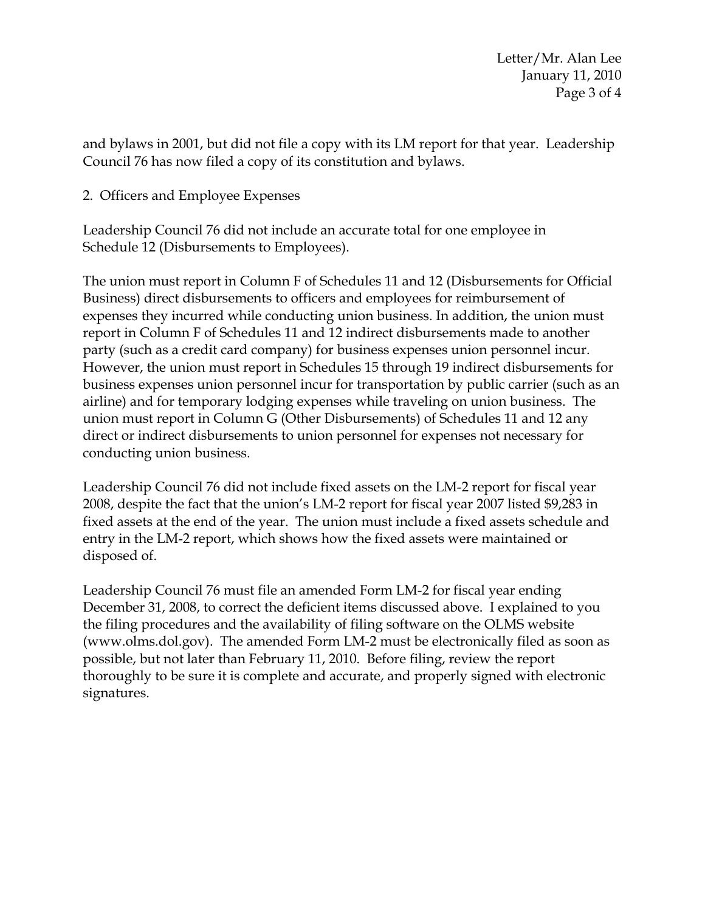and bylaws in 2001, but did not file a copy with its LM report for that year. Leadership Council 76 has now filed a copy of its constitution and bylaws.

2. Officers and Employee Expenses

Leadership Council 76 did not include an accurate total for one employee in Schedule 12 (Disbursements to Employees).

The union must report in Column F of Schedules 11 and 12 (Disbursements for Official Business) direct disbursements to officers and employees for reimbursement of expenses they incurred while conducting union business. In addition, the union must report in Column F of Schedules 11 and 12 indirect disbursements made to another party (such as a credit card company) for business expenses union personnel incur. However, the union must report in Schedules 15 through 19 indirect disbursements for business expenses union personnel incur for transportation by public carrier (such as an airline) and for temporary lodging expenses while traveling on union business. The union must report in Column G (Other Disbursements) of Schedules 11 and 12 any direct or indirect disbursements to union personnel for expenses not necessary for conducting union business.

Leadership Council 76 did not include fixed assets on the LM-2 report for fiscal year 2008, despite the fact that the union's LM-2 report for fiscal year 2007 listed $9,283 in fixed assets at the end of the year. The union must include a fixed assets schedule and entry in the LM-2 report, which shows how the fixed assets were maintained or disposed of.

Leadership Council 76 must file an amended Form LM-2 for fiscal year ending December 31, 2008, to correct the deficient items discussed above. I explained to you the filing procedures and the availability of filing software on the OLMS website (www.olms.dol.gov). The amended Form LM-2 must be electronically filed as soon as possible, but not later than February 11, 2010. Before filing, review the report thoroughly to be sure it is complete and accurate, and properly signed with electronic signatures.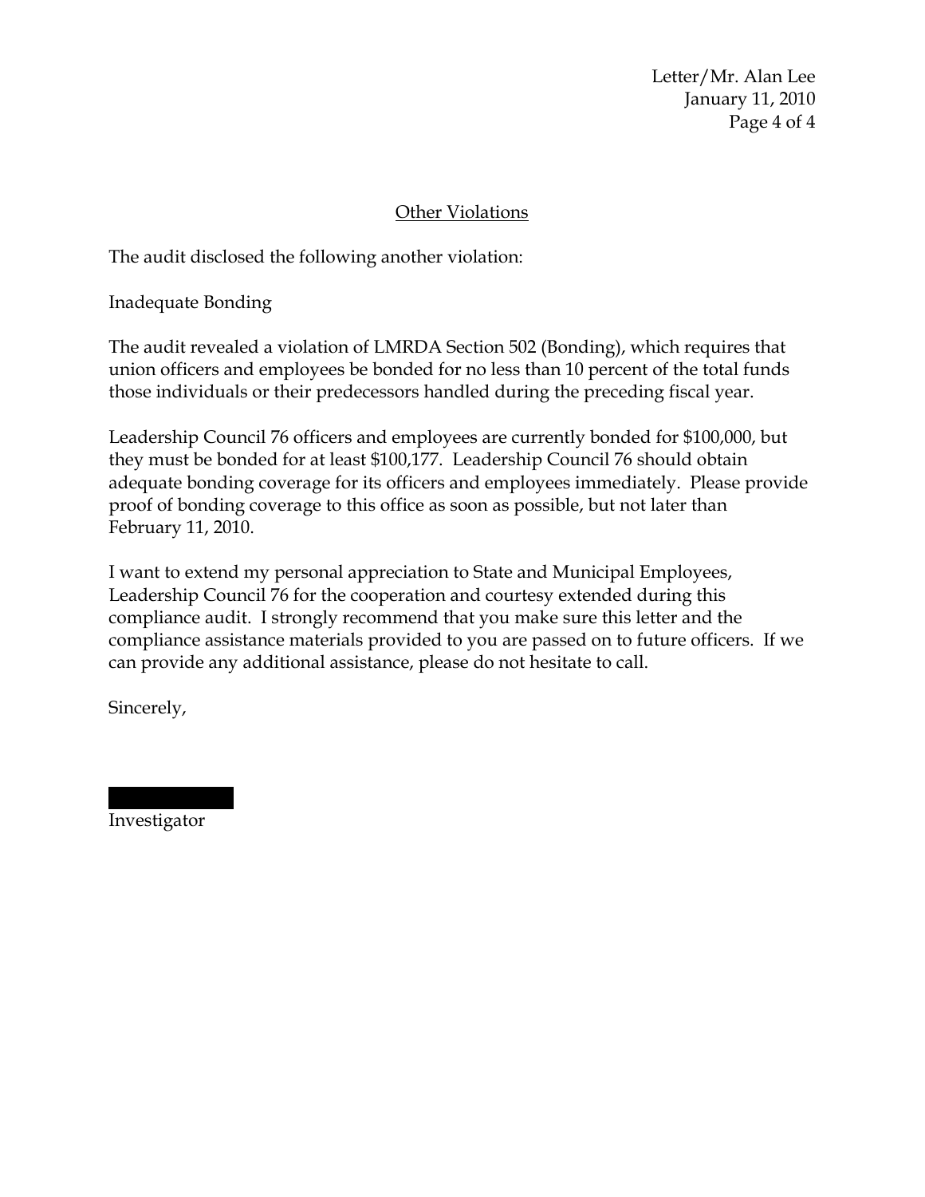## Other Violations

The audit disclosed the following another violation:

Inadequate Bonding

The audit revealed a violation of LMRDA Section 502 (Bonding), which requires that union officers and employees be bonded for no less than 10 percent of the total funds those individuals or their predecessors handled during the preceding fiscal year.

Leadership Council 76 officers and employees are currently bonded for $100,000, but they must be bonded for at least $100,177. Leadership Council 76 should obtain adequate bonding coverage for its officers and employees immediately. Please provide proof of bonding coverage to this office as soon as possible, but not later than February 11, 2010.

I want to extend my personal appreciation to State and Municipal Employees, Leadership Council 76 for the cooperation and courtesy extended during this compliance audit. I strongly recommend that you make sure this letter and the compliance assistance materials provided to you are passed on to future officers. If we can provide any additional assistance, please do not hesitate to call.

Sincerely,

Investigator